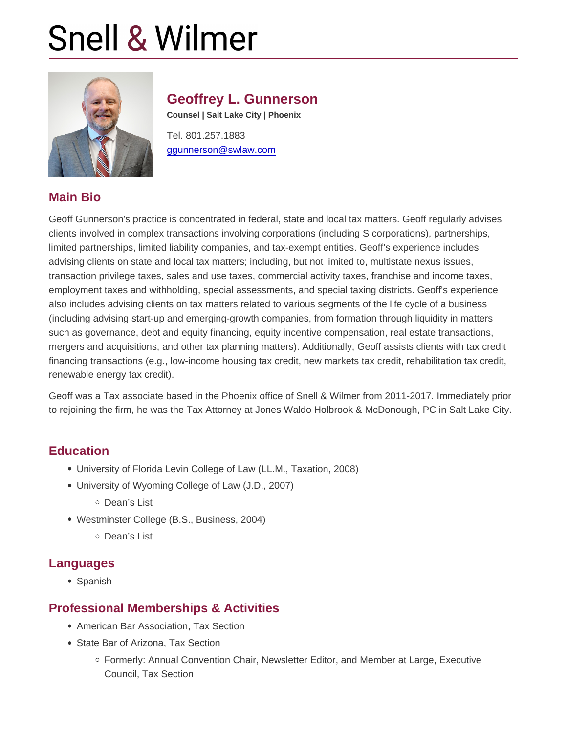# Snell & Wilmer

## Geoffrey L. Gunnerson

**Counsel | Salt Lake City | Phoenix**

Tel. 801.257.1883

ggunnerson@swlaw.com

## Main Bio

Geoff Gunnerson's practice is concentrated in federal, state and local tax matters. Geoff regularly advises clients involved in complex transactions involving corporations (including S corporations), partnerships, limited partnerships, limited liability companies, and tax-exempt entities. Geoff's experience includes advising clients on state and local tax matters; including, but not limited to, multistate nexus issues, transaction privilege taxes, sales and use taxes, commercial activity taxes, franchise and income taxes, employment taxes and withholding, special assessments, and special taxing districts. Geoff's experience also includes advising clients on tax matters related to various segments of the life cycle of a business (including advising start-up and emerging-growth companies, from formation through liquidity in matters such as governance, debt and equity financing, equity incentive compensation, real estate transactions, mergers and acquisitions, and other tax planning matters). Additionally, Geoff assists clients with tax credit financing transactions (e.g., low-income housing tax credit, new markets tax credit, rehabilitation tax credit, renewable energy tax credit).

Geoff was a Tax associate based in the Phoenix office of Snell & Wilmer from 2011-2017. Immediately prior to rejoining the firm, he was the Tax Attorney at Jones Waldo Holbrook & McDonough, PC in Salt Lake City.

## Education

- University of Florida Levin College of Law (LL.M., Taxation, 2008)
- University of Wyoming College of Law (J.D., 2007)
  - Dean's List
- Westminster College (B.S., Business, 2004)
  - Dean's List

## Languages

- Spanish

## Professional Memberships & Activities

- American Bar Association, Tax Section
- State Bar of Arizona, Tax Section
  - Formerly: Annual Convention Chair, Newsletter Editor, and Member at Large, Executive Council, Tax Section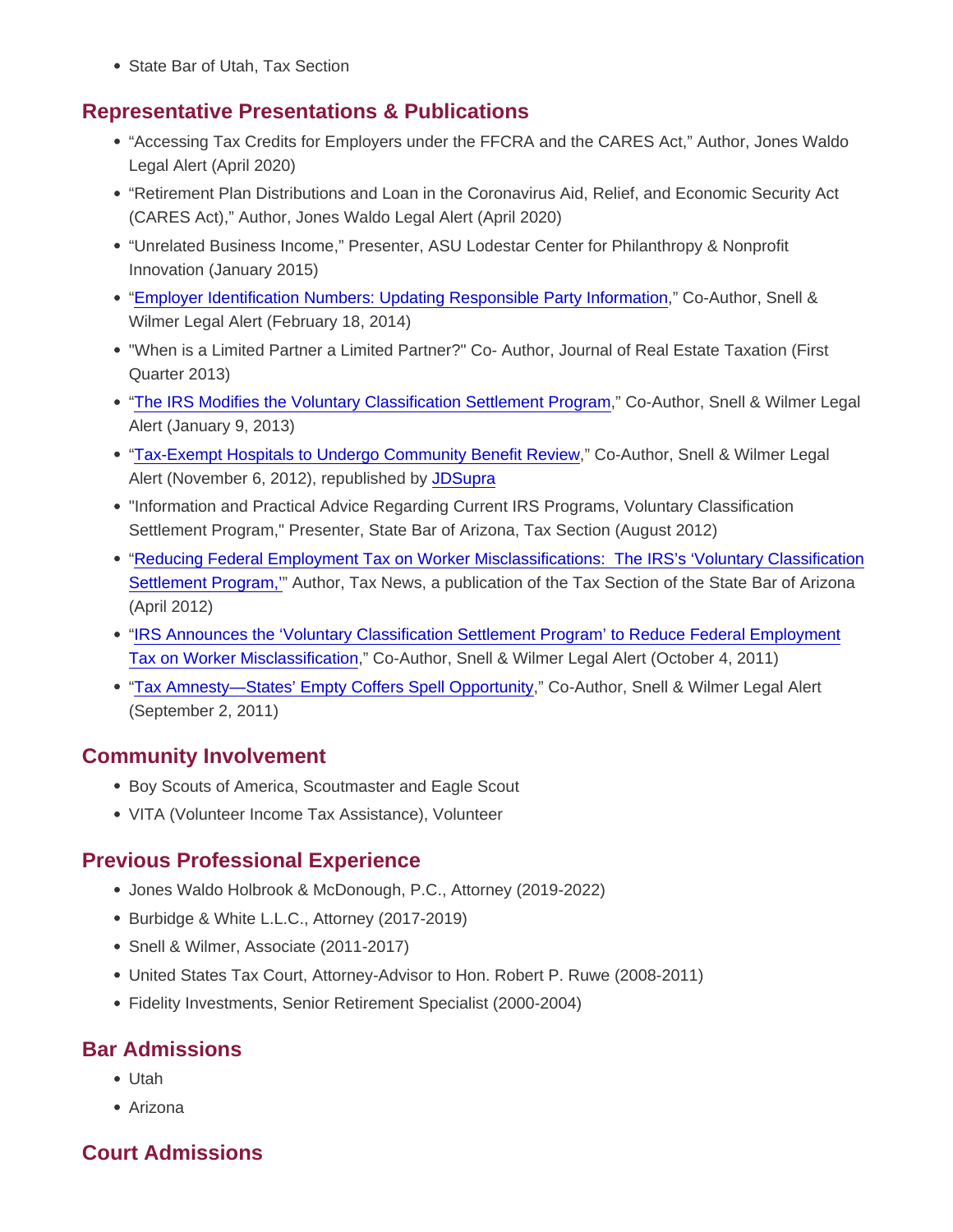- State Bar of Utah, Tax Section

## Representative Presentations & Publications

- "Accessing Tax Credits for Employers under the FFCRA and the CARES Act," Author, Jones Waldo Legal Alert (April 2020)
- "Retirement Plan Distributions and Loan in the Coronavirus Aid, Relief, and Economic Security Act (CARES Act)," Author, Jones Waldo Legal Alert (April 2020)
- "Unrelated Business Income," Presenter, ASU Lodestar Center for Philanthropy & Nonprofit Innovation (January 2015)
- "Employer Identification Numbers: Updating Responsible Party Information," Co-Author, Snell & Wilmer Legal Alert (February 18, 2014)
- "When is a Limited Partner a Limited Partner?" Co- Author, Journal of Real Estate Taxation (First Quarter 2013)
- "The IRS Modifies the Voluntary Classification Settlement Program," Co-Author, Snell & Wilmer Legal Alert (January 9, 2013)
- "Tax-Exempt Hospitals to Undergo Community Benefit Review," Co-Author, Snell & Wilmer Legal Alert (November 6, 2012), republished by JDSupra
- "Information and Practical Advice Regarding Current IRS Programs, Voluntary Classification Settlement Program," Presenter, State Bar of Arizona, Tax Section (August 2012)
- "Reducing Federal Employment Tax on Worker Misclassifications: The IRS's 'Voluntary Classification Settlement Program,'" Author, Tax News, a publication of the Tax Section of the State Bar of Arizona (April 2012)
- "IRS Announces the 'Voluntary Classification Settlement Program' to Reduce Federal Employment Tax on Worker Misclassification," Co-Author, Snell & Wilmer Legal Alert (October 4, 2011)
- "Tax Amnesty—States' Empty Coffers Spell Opportunity," Co-Author, Snell & Wilmer Legal Alert (September 2, 2011)

## Community Involvement

- Boy Scouts of America, Scoutmaster and Eagle Scout
- VITA (Volunteer Income Tax Assistance), Volunteer

## Previous Professional Experience

- Jones Waldo Holbrook & McDonough, P.C., Attorney (2019-2022)
- Burbidge & White L.L.C., Attorney (2017-2019)
- Snell & Wilmer, Associate (2011-2017)
- United States Tax Court, Attorney-Advisor to Hon. Robert P. Ruwe (2008-2011)
- Fidelity Investments, Senior Retirement Specialist (2000-2004)

## Bar Admissions

- Utah
- Arizona

## Court Admissions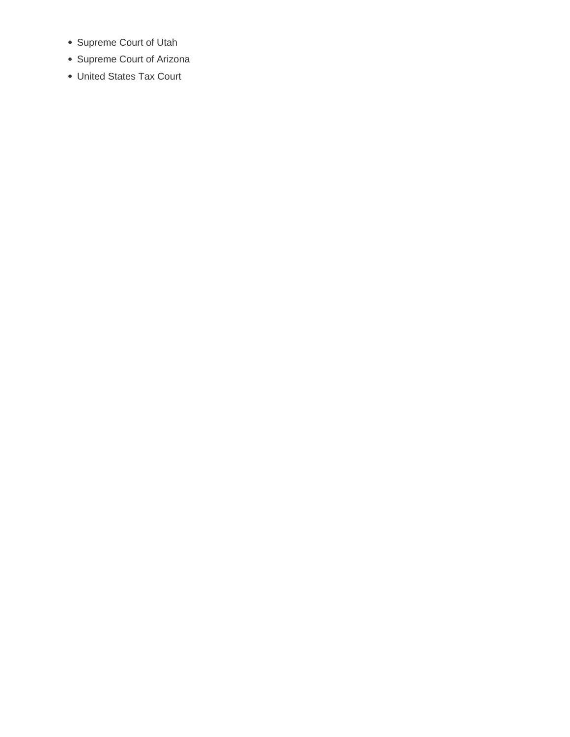- Supreme Court of Utah
- Supreme Court of Arizona
- United States Tax Court